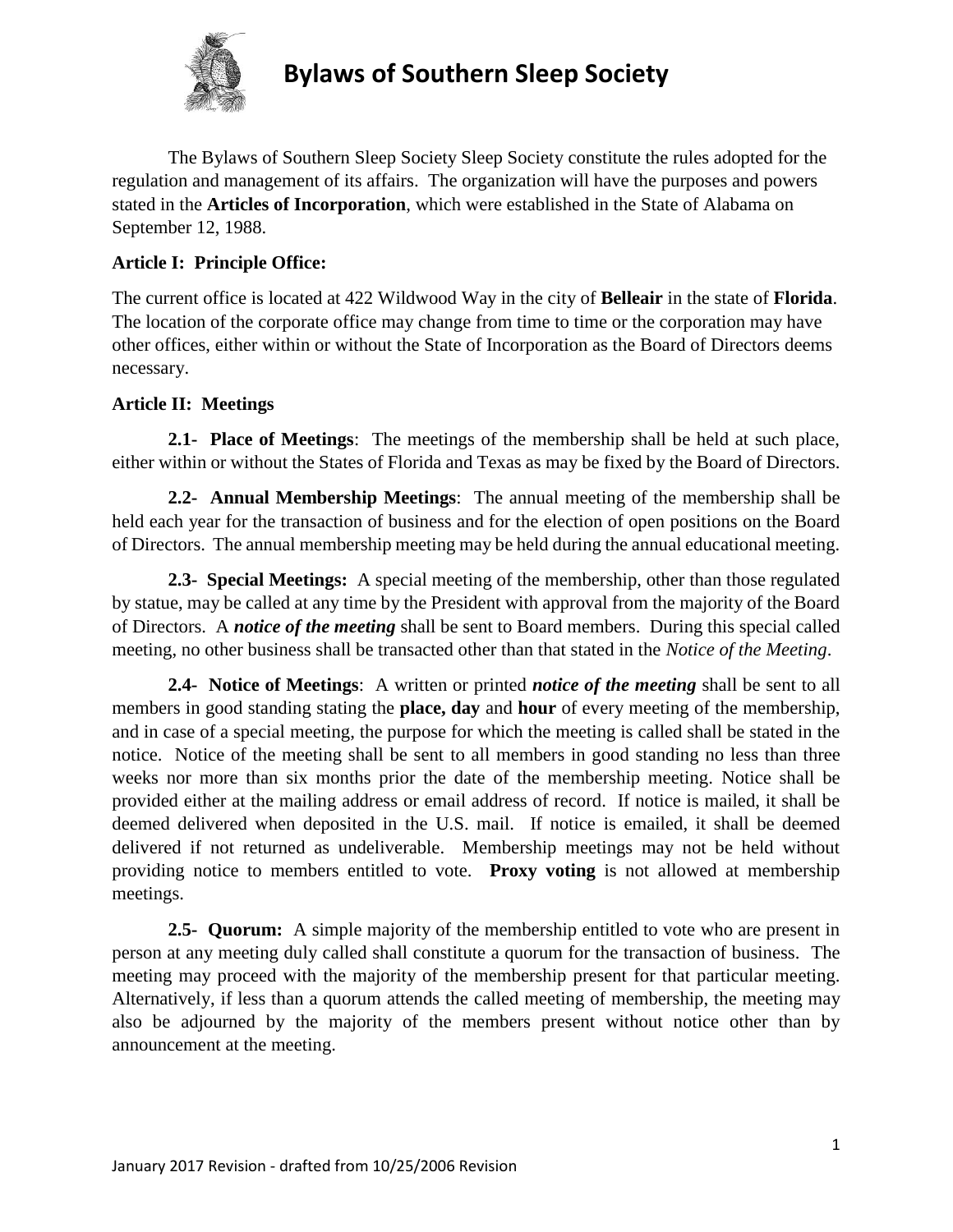# Bylaws of Southern Sleep Society

The Bylaws of Southern Sleep Society Sleep Society constitute the rules adopted for the regulation and management of its affairs. The organization will have the purposes and powers stated in the **Articles of Incorporation**, which were established in the State of Alabama on September 12, 1988.

**Article I: Principle Office:**

The current office is located at 422 Wildwood Way in the city of **Belleair** in the state of **Florida**. The location of the corporate office may change from time to time or the corporation may have other offices, either within or without the State of Incorporation as the Board of Directors deems necessary.

**Article II: Meetings**

**2.1- Place of Meetings**: The meetings of the membership shall be held at such place, either within or without the States of Florida and Texas as may be fixed by the Board of Directors.

**2.2- Annual Membership Meetings**: The annual meeting of the membership shall be held each year for the transaction of business and for the election of open positions on the Board of Directors. The annual membership meeting may be held during the annual educational meeting.

**2.3- Special Meetings:** A special meeting of the membership, other than those regulated by statue, may be called at any time by the President with approval from the majority of the Board of Directors. A ***notice of the meeting*** shall be sent to Board members. During this special called meeting, no other business shall be transacted other than that stated in the *Notice of the Meeting*.

**2.4- Notice of Meetings**: A written or printed ***notice of the meeting*** shall be sent to all members in good standing stating the **place, day** and **hour** of every meeting of the membership, and in case of a special meeting, the purpose for which the meeting is called shall be stated in the notice. Notice of the meeting shall be sent to all members in good standing no less than three weeks nor more than six months prior the date of the membership meeting. Notice shall be provided either at the mailing address or email address of record. If notice is mailed, it shall be deemed delivered when deposited in the U.S. mail. If notice is emailed, it shall be deemed delivered if not returned as undeliverable. Membership meetings may not be held without providing notice to members entitled to vote. **Proxy voting** is not allowed at membership meetings.

**2.5- Quorum:** A simple majority of the membership entitled to vote who are present in person at any meeting duly called shall constitute a quorum for the transaction of business. The meeting may proceed with the majority of the membership present for that particular meeting. Alternatively, if less than a quorum attends the called meeting of membership, the meeting may also be adjourned by the majority of the members present without notice other than by announcement at the meeting.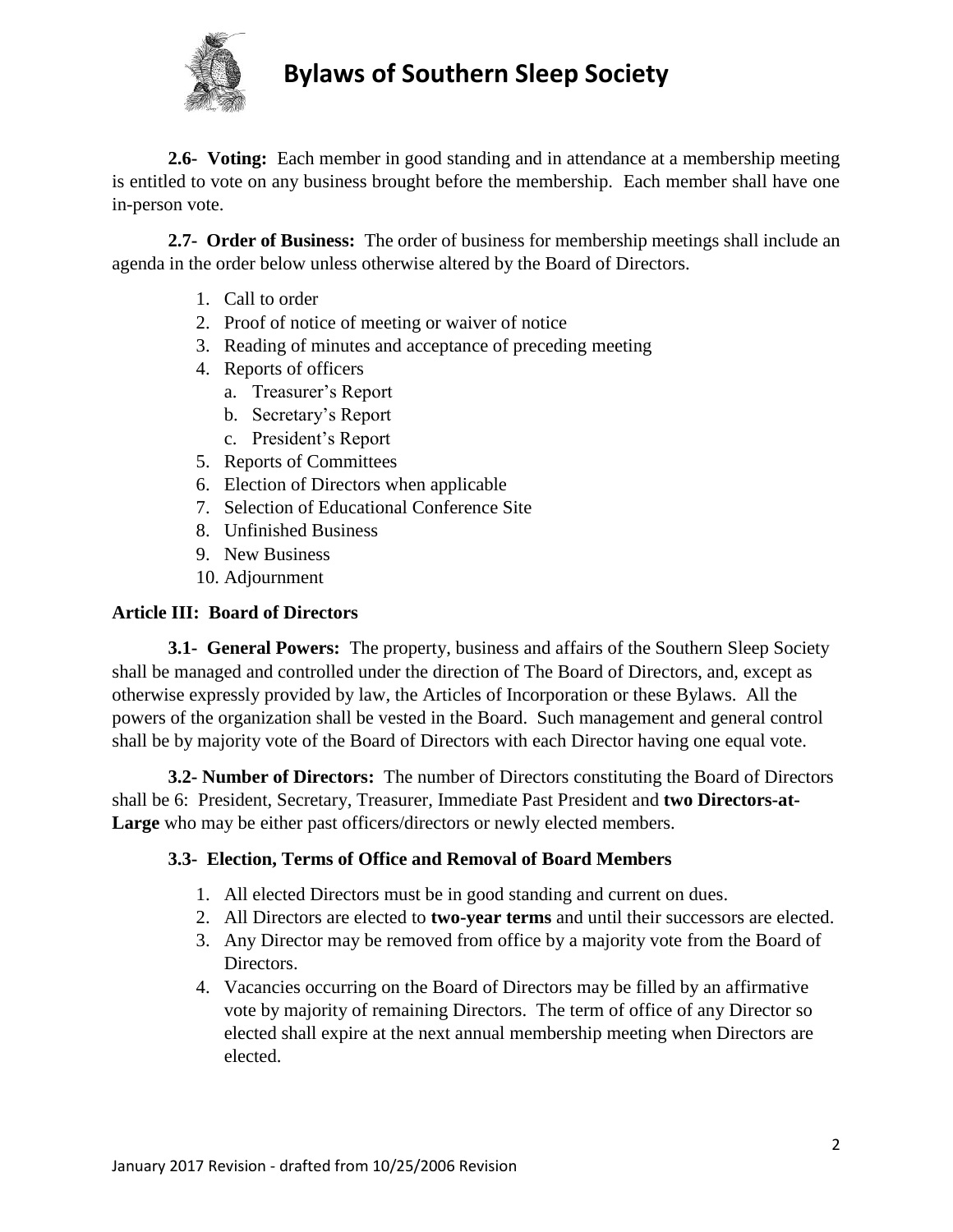**2.6- Voting:** Each member in good standing and in attendance at a membership meeting is entitled to vote on any business brought before the membership. Each member shall have one in-person vote.

**2.7- Order of Business:** The order of business for membership meetings shall include an agenda in the order below unless otherwise altered by the Board of Directors.

1. Call to order
2. Proof of notice of meeting or waiver of notice
3. Reading of minutes and acceptance of preceding meeting
4. Reports of officers
   a. Treasurer's Report
   b. Secretary's Report
   c. President's Report
5. Reports of Committees
6. Election of Directors when applicable
7. Selection of Educational Conference Site
8. Unfinished Business
9. New Business
10. Adjournment

## Article III: Board of Directors

**3.1- General Powers:** The property, business and affairs of the Southern Sleep Society shall be managed and controlled under the direction of The Board of Directors, and, except as otherwise expressly provided by law, the Articles of Incorporation or these Bylaws. All the powers of the organization shall be vested in the Board. Such management and general control shall be by majority vote of the Board of Directors with each Director having one equal vote.

**3.2- Number of Directors:** The number of Directors constituting the Board of Directors shall be 6: President, Secretary, Treasurer, Immediate Past President and **two Directors-at-Large** who may be either past officers/directors or newly elected members.

**3.3- Election, Terms of Office and Removal of Board Members**

1. All elected Directors must be in good standing and current on dues.
2. All Directors are elected to **two-year terms** and until their successors are elected.
3. Any Director may be removed from office by a majority vote from the Board of Directors.
4. Vacancies occurring on the Board of Directors may be filled by an affirmative vote by majority of remaining Directors. The term of office of any Director so elected shall expire at the next annual membership meeting when Directors are elected.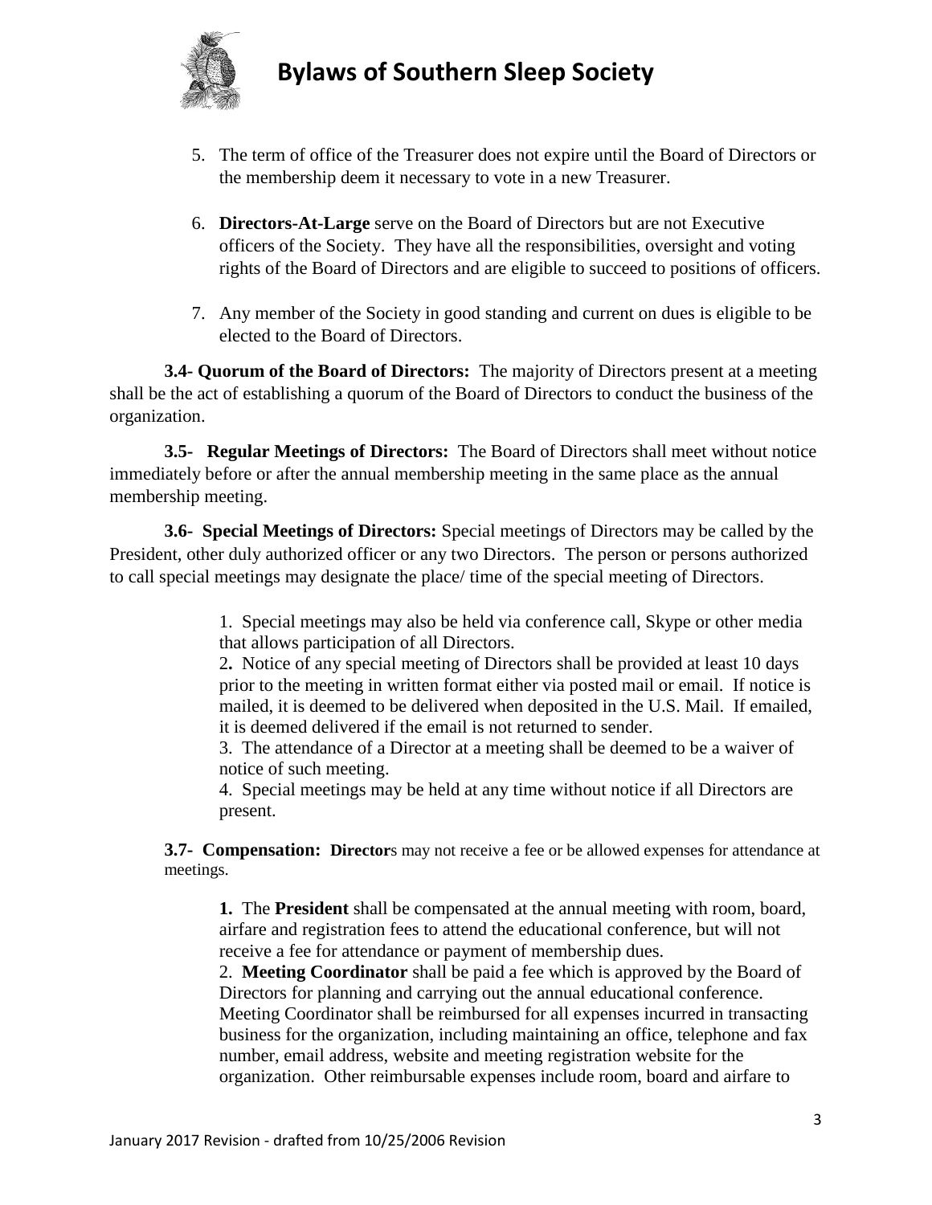5. The term of office of the Treasurer does not expire until the Board of Directors or the membership deem it necessary to vote in a new Treasurer.

6. **Directors-At-Large** serve on the Board of Directors but are not Executive officers of the Society. They have all the responsibilities, oversight and voting rights of the Board of Directors and are eligible to succeed to positions of officers.

7. Any member of the Society in good standing and current on dues is eligible to be elected to the Board of Directors.

**3.4- Quorum of the Board of Directors:** The majority of Directors present at a meeting shall be the act of establishing a quorum of the Board of Directors to conduct the business of the organization.

**3.5- Regular Meetings of Directors:** The Board of Directors shall meet without notice immediately before or after the annual membership meeting in the same place as the annual membership meeting.

**3.6- Special Meetings of Directors:** Special meetings of Directors may be called by the President, other duly authorized officer or any two Directors. The person or persons authorized to call special meetings may designate the place/ time of the special meeting of Directors.

1. Special meetings may also be held via conference call, Skype or other media that allows participation of all Directors.
2. Notice of any special meeting of Directors shall be provided at least 10 days prior to the meeting in written format either via posted mail or email. If notice is mailed, it is deemed to be delivered when deposited in the U.S. Mail. If emailed, it is deemed delivered if the email is not returned to sender.
3. The attendance of a Director at a meeting shall be deemed to be a waiver of notice of such meeting.
4. Special meetings may be held at any time without notice if all Directors are present.

**3.7- Compensation: Director**s may not receive a fee or be allowed expenses for attendance at meetings.

1. The **President** shall be compensated at the annual meeting with room, board, airfare and registration fees to attend the educational conference, but will not receive a fee for attendance or payment of membership dues.
2. **Meeting Coordinator** shall be paid a fee which is approved by the Board of Directors for planning and carrying out the annual educational conference. Meeting Coordinator shall be reimbursed for all expenses incurred in transacting business for the organization, including maintaining an office, telephone and fax number, email address, website and meeting registration website for the organization. Other reimbursable expenses include room, board and airfare to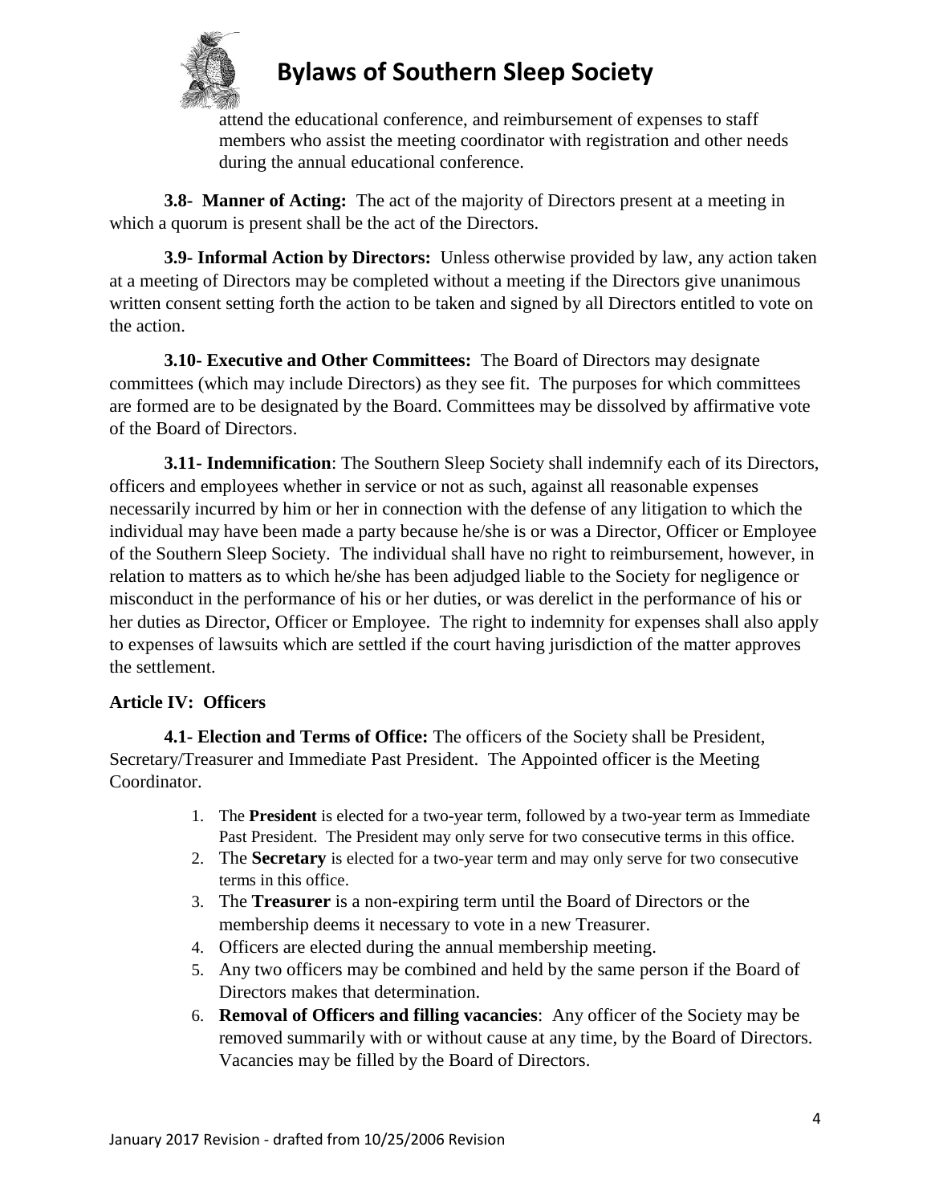attend the educational conference, and reimbursement of expenses to staff members who assist the meeting coordinator with registration and other needs during the annual educational conference.

**3.8- Manner of Acting:** The act of the majority of Directors present at a meeting in which a quorum is present shall be the act of the Directors.

**3.9- Informal Action by Directors:** Unless otherwise provided by law, any action taken at a meeting of Directors may be completed without a meeting if the Directors give unanimous written consent setting forth the action to be taken and signed by all Directors entitled to vote on the action.

**3.10- Executive and Other Committees:** The Board of Directors may designate committees (which may include Directors) as they see fit. The purposes for which committees are formed are to be designated by the Board. Committees may be dissolved by affirmative vote of the Board of Directors.

**3.11- Indemnification**: The Southern Sleep Society shall indemnify each of its Directors, officers and employees whether in service or not as such, against all reasonable expenses necessarily incurred by him or her in connection with the defense of any litigation to which the individual may have been made a party because he/she is or was a Director, Officer or Employee of the Southern Sleep Society. The individual shall have no right to reimbursement, however, in relation to matters as to which he/she has been adjudged liable to the Society for negligence or misconduct in the performance of his or her duties, or was derelict in the performance of his or her duties as Director, Officer or Employee. The right to indemnity for expenses shall also apply to expenses of lawsuits which are settled if the court having jurisdiction of the matter approves the settlement.

**Article IV: Officers**

**4.1- Election and Terms of Office:** The officers of the Society shall be President, Secretary/Treasurer and Immediate Past President. The Appointed officer is the Meeting Coordinator.

1. The **President** is elected for a two-year term, followed by a two-year term as Immediate Past President. The President may only serve for two consecutive terms in this office.
2. The **Secretary** is elected for a two-year term and may only serve for two consecutive terms in this office.
3. The **Treasurer** is a non-expiring term until the Board of Directors or the membership deems it necessary to vote in a new Treasurer.
4. Officers are elected during the annual membership meeting.
5. Any two officers may be combined and held by the same person if the Board of Directors makes that determination.
6. **Removal of Officers and filling vacancies**: Any officer of the Society may be removed summarily with or without cause at any time, by the Board of Directors. Vacancies may be filled by the Board of Directors.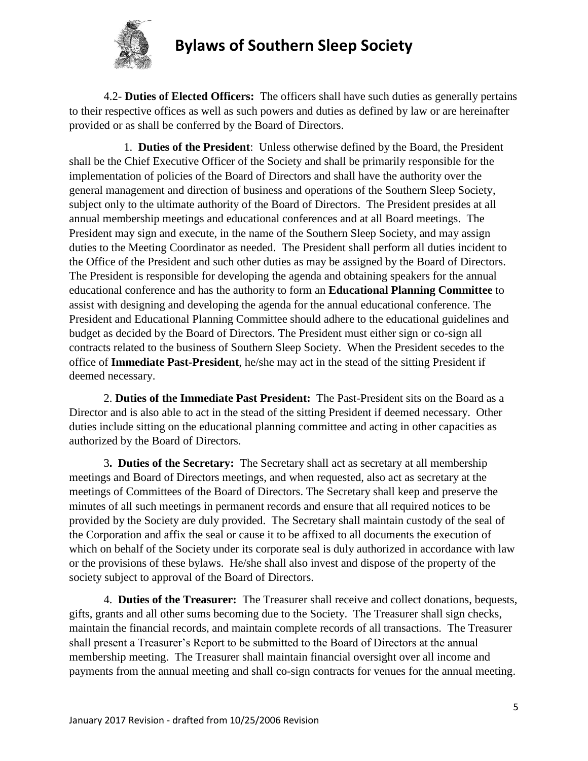4.2- **Duties of Elected Officers:** The officers shall have such duties as generally pertains to their respective offices as well as such powers and duties as defined by law or are hereinafter provided or as shall be conferred by the Board of Directors.

1. **Duties of the President**: Unless otherwise defined by the Board, the President shall be the Chief Executive Officer of the Society and shall be primarily responsible for the implementation of policies of the Board of Directors and shall have the authority over the general management and direction of business and operations of the Southern Sleep Society, subject only to the ultimate authority of the Board of Directors. The President presides at all annual membership meetings and educational conferences and at all Board meetings. The President may sign and execute, in the name of the Southern Sleep Society, and may assign duties to the Meeting Coordinator as needed. The President shall perform all duties incident to the Office of the President and such other duties as may be assigned by the Board of Directors. The President is responsible for developing the agenda and obtaining speakers for the annual educational conference and has the authority to form an **Educational Planning Committee** to assist with designing and developing the agenda for the annual educational conference. The President and Educational Planning Committee should adhere to the educational guidelines and budget as decided by the Board of Directors. The President must either sign or co-sign all contracts related to the business of Southern Sleep Society. When the President secedes to the office of **Immediate Past-President**, he/she may act in the stead of the sitting President if deemed necessary.

2. **Duties of the Immediate Past President:** The Past-President sits on the Board as a Director and is also able to act in the stead of the sitting President if deemed necessary. Other duties include sitting on the educational planning committee and acting in other capacities as authorized by the Board of Directors.

3. **Duties of the Secretary:** The Secretary shall act as secretary at all membership meetings and Board of Directors meetings, and when requested, also act as secretary at the meetings of Committees of the Board of Directors. The Secretary shall keep and preserve the minutes of all such meetings in permanent records and ensure that all required notices to be provided by the Society are duly provided. The Secretary shall maintain custody of the seal of the Corporation and affix the seal or cause it to be affixed to all documents the execution of which on behalf of the Society under its corporate seal is duly authorized in accordance with law or the provisions of these bylaws. He/she shall also invest and dispose of the property of the society subject to approval of the Board of Directors.

4. **Duties of the Treasurer:** The Treasurer shall receive and collect donations, bequests, gifts, grants and all other sums becoming due to the Society. The Treasurer shall sign checks, maintain the financial records, and maintain complete records of all transactions. The Treasurer shall present a Treasurer's Report to be submitted to the Board of Directors at the annual membership meeting. The Treasurer shall maintain financial oversight over all income and payments from the annual meeting and shall co-sign contracts for venues for the annual meeting.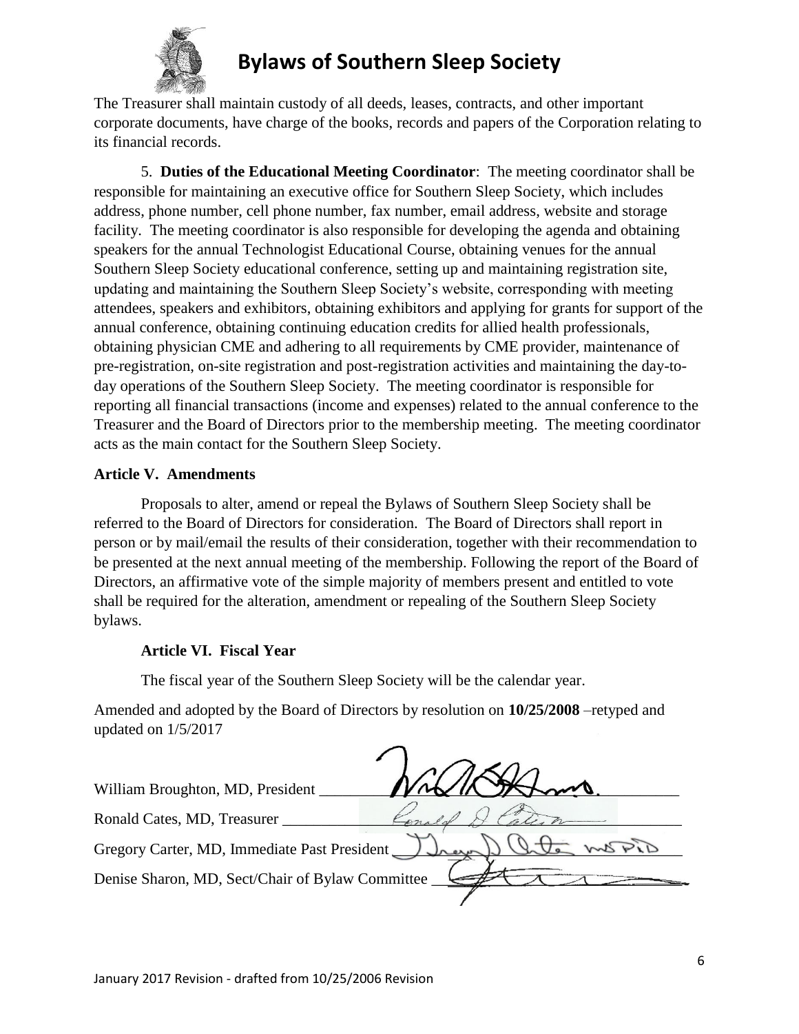The Treasurer shall maintain custody of all deeds, leases, contracts, and other important corporate documents, have charge of the books, records and papers of the Corporation relating to its financial records.

5. **Duties of the Educational Meeting Coordinator**: The meeting coordinator shall be responsible for maintaining an executive office for Southern Sleep Society, which includes address, phone number, cell phone number, fax number, email address, website and storage facility. The meeting coordinator is also responsible for developing the agenda and obtaining speakers for the annual Technologist Educational Course, obtaining venues for the annual Southern Sleep Society educational conference, setting up and maintaining registration site, updating and maintaining the Southern Sleep Society's website, corresponding with meeting attendees, speakers and exhibitors, obtaining exhibitors and applying for grants for support of the annual conference, obtaining continuing education credits for allied health professionals, obtaining physician CME and adhering to all requirements by CME provider, maintenance of pre-registration, on-site registration and post-registration activities and maintaining the day-to-day operations of the Southern Sleep Society. The meeting coordinator is responsible for reporting all financial transactions (income and expenses) related to the annual conference to the Treasurer and the Board of Directors prior to the membership meeting. The meeting coordinator acts as the main contact for the Southern Sleep Society.

**Article V. Amendments**

Proposals to alter, amend or repeal the Bylaws of Southern Sleep Society shall be referred to the Board of Directors for consideration. The Board of Directors shall report in person or by mail/email the results of their consideration, together with their recommendation to be presented at the next annual meeting of the membership. Following the report of the Board of Directors, an affirmative vote of the simple majority of members present and entitled to vote shall be required for the alteration, amendment or repealing of the Southern Sleep Society bylaws.

**Article VI. Fiscal Year**

The fiscal year of the Southern Sleep Society will be the calendar year.

Amended and adopted by the Board of Directors by resolution on **10/25/2008** –retyped and updated on 1/5/2017

William Broughton, MD, President ____________________

Ronald Cates, MD, Treasurer ____________________

Gregory Carter, MD, Immediate Past President ____________________

Denise Sharon, MD, Sect/Chair of Bylaw Committee ____________________

January 2017 Revision - drafted from 10/25/2006 Revision